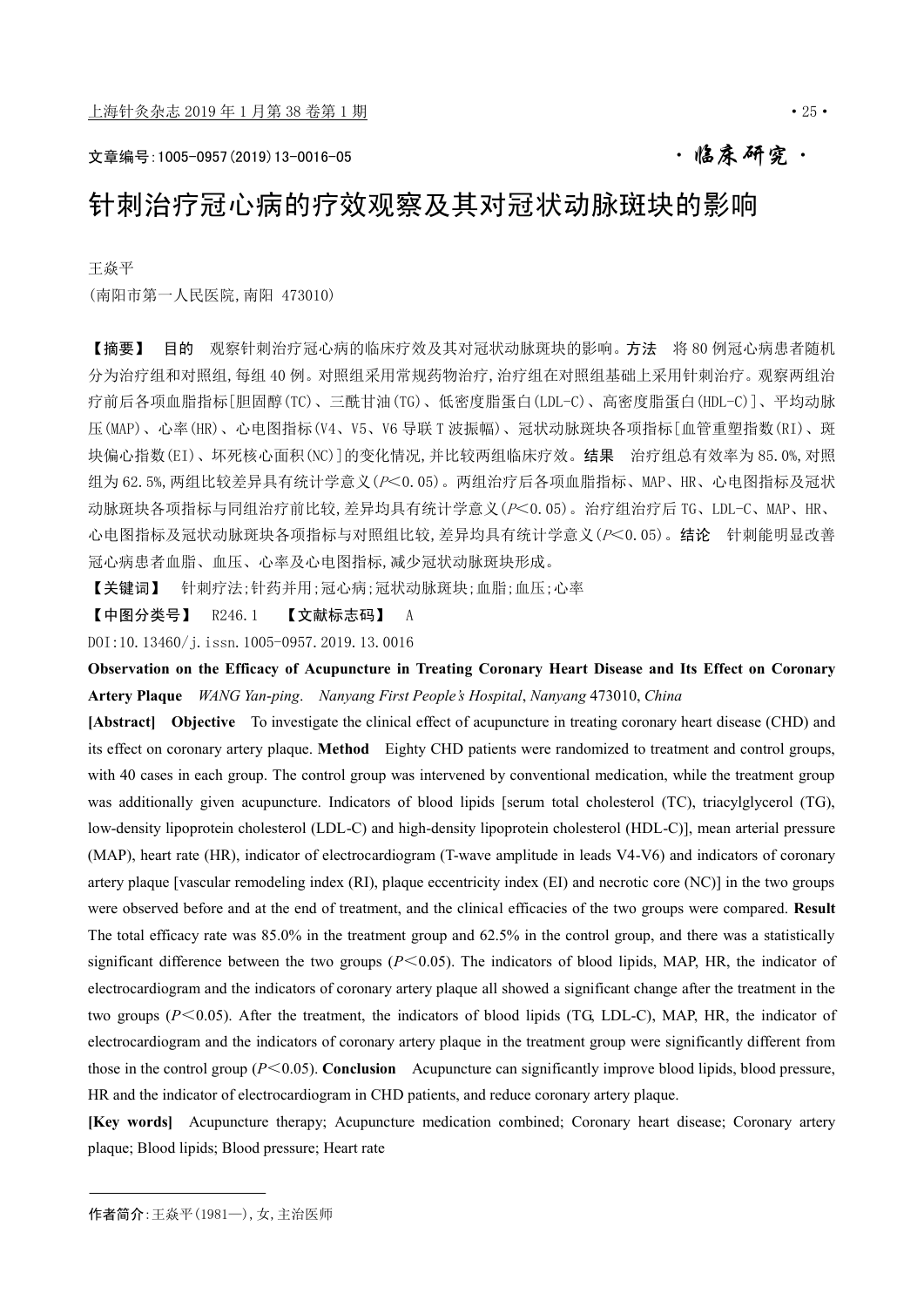文章编号:1005-0957(2019)13-0016-05

**·临床研究·**

# 针刺治疗冠心病的疗效观察及其对冠状动脉斑块的影响

王焱平

(南阳市第一人民医院,南阳 473010)

**【摘要】** **目的** 观察针刺治疗冠心病的临床疗效及其对冠状动脉斑块的影响。**方法** 将80例冠心病患者随机分为治疗组和对照组,每组40例。对照组采用常规药物治疗,治疗组在对照组基础上采用针刺治疗。观察两组治疗前后各项血脂指标[胆固醇(TC)、三酰甘油(TG)、低密度脂蛋白(LDL-C)、高密度脂蛋白(HDL-C)]、平均动脉压(MAP)、心率(HR)、心电图指标(V4、V5、V6导联T波振幅)、冠状动脉斑块各项指标[血管重塑指数(RI)、斑块偏心指数(EI)、坏死核心面积(NC)]的变化情况,并比较两组临床疗效。**结果** 治疗组总有效率为85.0%,对照组为62.5%,两组比较差异具有统计学意义($P<0.05$)。两组治疗后各项血脂指标、MAP、HR、心电图指标及冠状动脉斑块各项指标与同组治疗前比较,差异均具有统计学意义($P<0.05$)。治疗组治疗后TG、LDL-C、MAP、HR、心电图指标及冠状动脉斑块各项指标与对照组比较,差异均具有统计学意义($P<0.05$)。**结论** 针刺能明显改善冠心病患者血脂、血压、心率及心电图指标,减少冠状动脉斑块形成。

**【关键词】** 针刺疗法;针药并用;冠心病;冠状动脉斑块;血脂;血压;心率

**【中图分类号】** R246.1 **【文献标志码】** A

DOI:10.13460/j.issn.1005-0957.2019.13.0016

**Observation on the Efficacy of Acupuncture in Treating Coronary Heart Disease and Its Effect on Coronary Artery Plaque** *WANG Yan-ping*. *Nanyang First People's Hospital*, *Nanyang* 473010, *China*

**[Abstract]** **Objective** To investigate the clinical effect of acupuncture in treating coronary heart disease (CHD) and its effect on coronary artery plaque. **Method** Eighty CHD patients were randomized to treatment and control groups, with 40 cases in each group. The control group was intervened by conventional medication, while the treatment group was additionally given acupuncture. Indicators of blood lipids [serum total cholesterol (TC), triacylglycerol (TG), low-density lipoprotein cholesterol (LDL-C) and high-density lipoprotein cholesterol (HDL-C)], mean arterial pressure (MAP), heart rate (HR), indicator of electrocardiogram (T-wave amplitude in leads V4-V6) and indicators of coronary artery plaque [vascular remodeling index (RI), plaque eccentricity index (EI) and necrotic core (NC)] in the two groups were observed before and at the end of treatment, and the clinical efficacies of the two groups were compared. **Result** The total efficacy rate was 85.0% in the treatment group and 62.5% in the control group, and there was a statistically significant difference between the two groups ($P<0.05$). The indicators of blood lipids, MAP, HR, the indicator of electrocardiogram and the indicators of coronary artery plaque all showed a significant change after the treatment in the two groups ($P<0.05$). After the treatment, the indicators of blood lipids (TG, LDL-C), MAP, HR, the indicator of electrocardiogram and the indicators of coronary artery plaque in the treatment group were significantly different from those in the control group ($P<0.05$). **Conclusion** Acupuncture can significantly improve blood lipids, blood pressure, HR and the indicator of electrocardiogram in CHD patients, and reduce coronary artery plaque.

**[Key words]** Acupuncture therapy; Acupuncture medication combined; Coronary heart disease; Coronary artery plaque; Blood lipids; Blood pressure; Heart rate

---

**作者简介**:王焱平(1981—),女,主治医师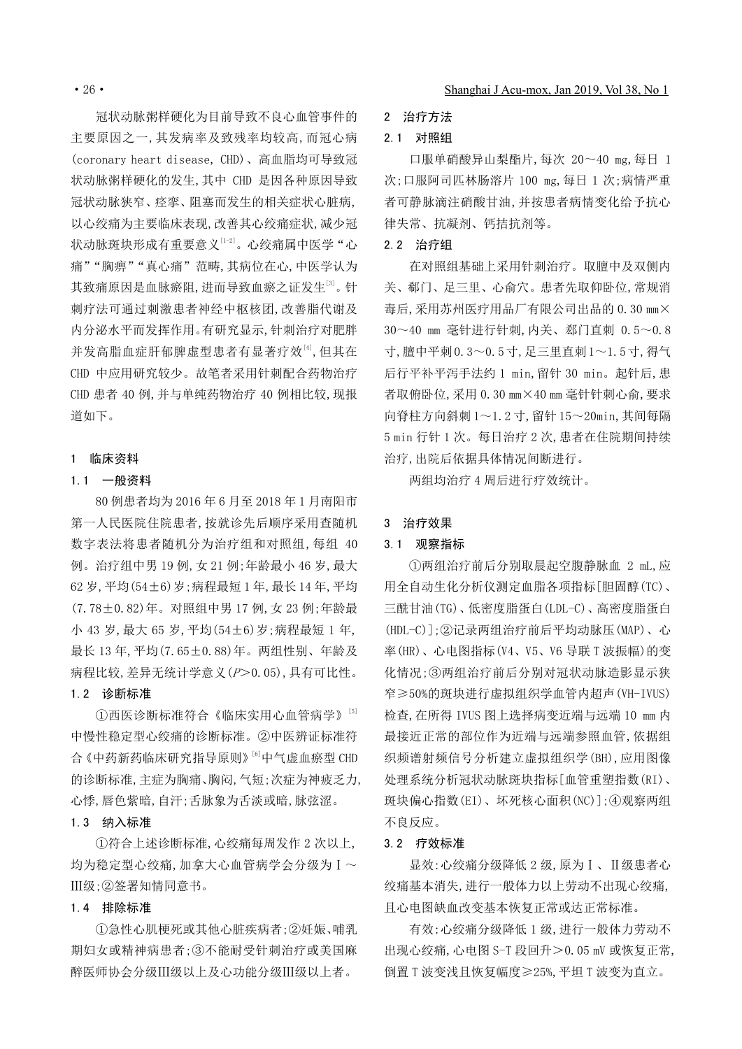冠状动脉粥样硬化为目前导致不良心血管事件的主要原因之一,其发病率及致残率均较高,而冠心病(coronary heart disease, CHD)、高血脂均可导致冠状动脉粥样硬化的发生,其中 CHD 是因各种原因导致冠状动脉狭窄、痉挛、阻塞而发生的相关症状心脏病,以心绞痛为主要临床表现,改善其心绞痛症状,减少冠状动脉斑块形成有重要意义[1-2]。心绞痛属中医学"心痛""胸痹""真心痛"范畴,其病位在心,中医学认为其致痛原因是血脉瘀阻,进而导致血瘀之证发生[3]。针刺疗法可通过刺激患者神经中枢核团,改善脂代谢及内分泌水平而发挥作用。有研究显示,针刺治疗对肥胖并发高脂血症肝郁脾虚型患者有显著疗效[4],但其在 CHD 中应用研究较少。故笔者采用针刺配合药物治疗 CHD 患者 40 例,并与单纯药物治疗 40 例相比较,现报道如下。

## 1 临床资料

### 1.1 一般资料

80 例患者均为 2016 年 6 月至 2018 年 1 月南阳市第一人民医院住院患者,按就诊先后顺序采用查随机数字表法将患者随机分为治疗组和对照组,每组 40 例。治疗组中男 19 例,女 21 例;年龄最小 46 岁,最大 62 岁,平均(54±6)岁;病程最短 1 年,最长 14 年,平均(7.78±0.82)年。对照组中男 17 例,女 23 例;年龄最小 43 岁,最大 65 岁,平均(54±6)岁;病程最短 1 年,最长 13 年,平均(7.65±0.88)年。两组性别、年龄及病程比较,差异无统计学意义($P>0.05$),具有可比性。

### 1.2 诊断标准

①西医诊断标准符合《临床实用心血管病学》[5]中慢性稳定型心绞痛的诊断标准。②中医辨证标准符合《中药新药临床研究指导原则》[6]中气虚血瘀型 CHD 的诊断标准,主症为胸痛、胸闷,气短;次症为神疲乏力,心悸,唇色紫暗,自汗;舌脉象为舌淡或暗,脉弦涩。

### 1.3 纳入标准

①符合上述诊断标准,心绞痛每周发作 2 次以上,均为稳定型心绞痛,加拿大心血管病学会分级为Ⅰ~Ⅲ级;②签署知情同意书。

### 1.4 排除标准

①急性心肌梗死或其他心脏疾病者;②妊娠、哺乳期妇女或精神病患者;③不能耐受针刺治疗或美国麻醉医师协会分级Ⅲ级以上及心功能分级Ⅲ级以上者。

## 2 治疗方法

### 2.1 对照组

口服单硝酸异山梨酯片,每次 20~40 mg,每日 1 次;口服阿司匹林肠溶片 100 mg,每日 1 次;病情严重者可静脉滴注硝酸甘油,并按患者病情变化给予抗心律失常、抗凝剂、钙拮抗剂等。

### 2.2 治疗组

在对照组基础上采用针刺治疗。取膻中及双侧内关、郄门、足三里、心俞穴。患者先取仰卧位,常规消毒后,采用苏州医疗用品厂有限公司出品的 0.30 mm×30~40 mm 毫针进行针刺,内关、郄门直刺 0.5~0.8 寸,膻中平刺 0.3~0.5 寸,足三里直刺 1~1.5 寸,得气后行平补平泻手法约 1 min,留针 30 min。起针后,患者取俯卧位,采用 0.30 mm×40 mm 毫针针刺心俞,要求向脊柱方向斜刺 1~1.2 寸,留针 15~20min,其间每隔 5 min 行针 1 次。每日治疗 2 次,患者在住院期间持续治疗,出院后依据具体情况间断进行。

两组均治疗 4 周后进行疗效统计。

## 3 治疗效果

### 3.1 观察指标

①两组治疗前后分别取晨起空腹静脉血 2 mL,应用全自动生化分析仪测定血脂各项指标[胆固醇(TC)、三酰甘油(TG)、低密度脂蛋白(LDL-C)、高密度脂蛋白(HDL-C)];②记录两组治疗前后平均动脉压(MAP)、心率(HR)、心电图指标(V4、V5、V6 导联 T 波振幅)的变化情况;③两组治疗前后分别对冠状动脉造影显示狭窄≥50%的斑块进行虚拟组织学血管内超声(VH-IVUS)检查,在所得 IVUS 图上选择病变近端与远端 10 mm 内最接近正常的部位作为近端与远端参照血管,依据组织频谱射频信号分析建立虚拟组织学(BH),应用图像处理系统分析冠状动脉斑块指标[血管重塑指数(RI)、斑块偏心指数(EI)、坏死核心面积(NC)];④观察两组不良反应。

### 3.2 疗效标准

显效:心绞痛分级降低 2 级,原为Ⅰ、Ⅱ级患者心绞痛基本消失,进行一般体力以上劳动不出现心绞痛,且心电图缺血改变基本恢复正常或达正常标准。

有效:心绞痛分级降低 1 级,进行一般体力劳动不出现心绞痛,心电图 S-T 段回升>0.05 mV 或恢复正常,倒置 T 波变浅且恢复幅度≥25%,平坦 T 波变为直立。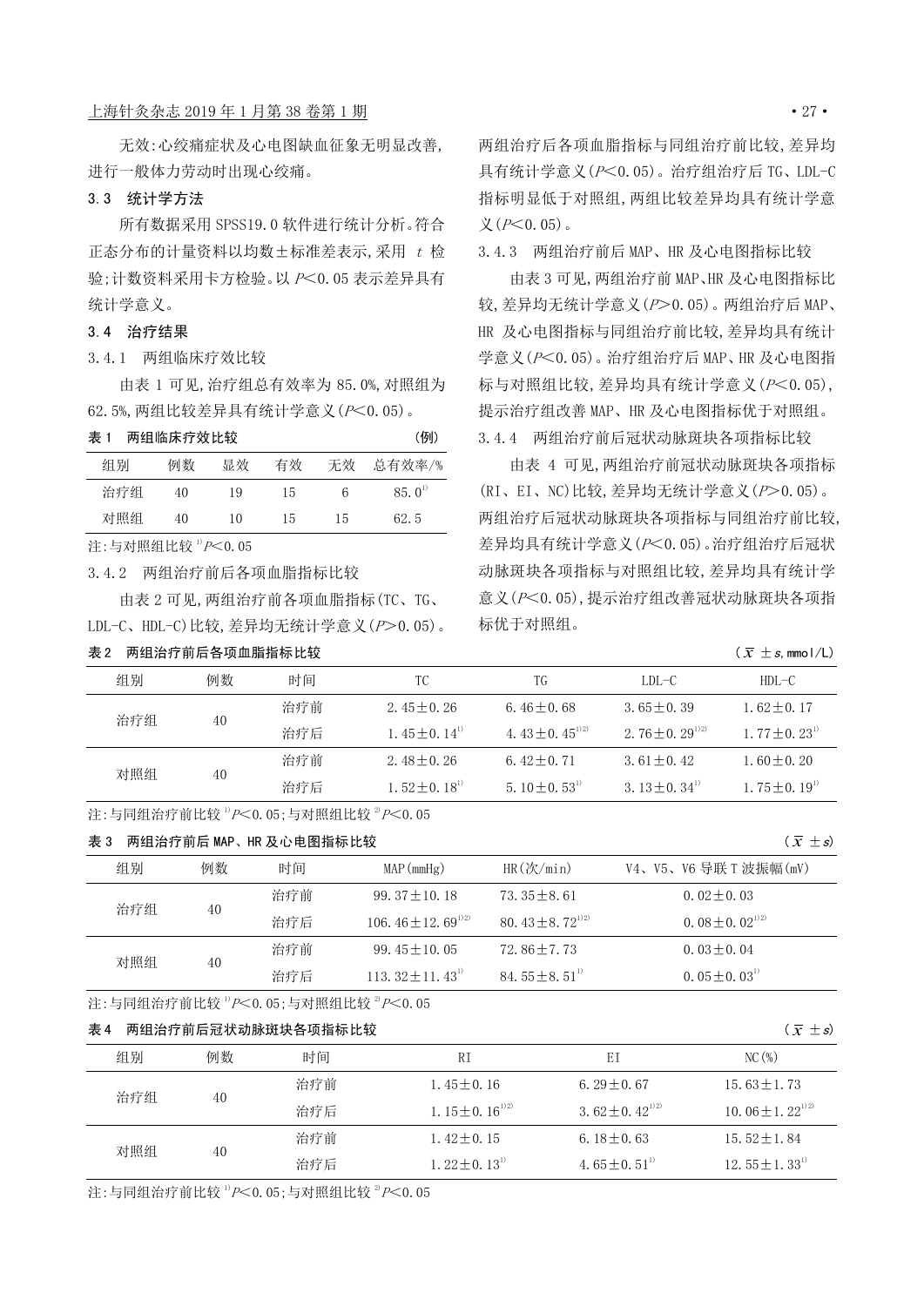无效:心绞痛症状及心电图缺血征象无明显改善,进行一般体力劳动时出现心绞痛。

### 3.3 统计学方法

所有数据采用SPSS19.0软件进行统计分析。符合正态分布的计量资料以均数±标准差表示,采用 $t$ 检验;计数资料采用卡方检验。以 $P<0.05$ 表示差异具有统计学意义。

### 3.4 治疗结果

#### 3.4.1 两组临床疗效比较

由表1可见,治疗组总有效率为85.0%,对照组为62.5%,两组比较差异具有统计学意义($P<0.05$)。

表1 两组临床疗效比较 (例)

| 组别 | 例数 | 显效 | 有效 | 无效 | 总有效率/% |
|---|---|---|---|---|---|
| 治疗组 | 40 | 19 | 15 | 6 | 85.0[1] |
| 对照组 | 40 | 10 | 15 | 15 | 62.5 |

注:与对照组比较 [1]$P<0.05$

#### 3.4.2 两组治疗前后各项血脂指标比较

由表2可见,两组治疗前各项血脂指标(TC、TG、LDL-C、HDL-C)比较,差异均无统计学意义($P>0.05$)。两组治疗后各项血脂指标与同组治疗前比较,差异均具有统计学意义($P<0.05$)。治疗组治疗后TG、LDL-C指标明显低于对照组,两组比较差异均具有统计学意义($P<0.05$)。

#### 3.4.3 两组治疗前后MAP、HR及心电图指标比较

由表3可见,两组治疗前MAP、HR及心电图指标比较,差异均无统计学意义($P>0.05$)。两组治疗后MAP、HR及心电图指标与同组治疗前比较,差异均具有统计学意义($P<0.05$)。治疗组治疗后MAP、HR及心电图指标与对照组比较,差异均具有统计学意义($P<0.05$),提示治疗组改善MAP、HR及心电图指标优于对照组。

#### 3.4.4 两组治疗前后冠状动脉斑块各项指标比较

由表4可见,两组治疗前冠状动脉斑块各项指标(RI、EI、NC)比较,差异均无统计学意义($P>0.05$)。两组治疗后冠状动脉斑块各项指标与同组治疗前比较,差异均具有统计学意义($P<0.05$)。治疗组治疗后冠状动脉斑块各项指标与对照组比较,差异均具有统计学意义($P<0.05$),提示治疗组改善冠状动脉斑块各项指标优于对照组。

表2 两组治疗前后各项血脂指标比较 ($\bar{x}\pm s$, mmol/L)

| 组别 | 例数 | 时间 | TC | TG | LDL-C | HDL-C |
|---|---|---|---|---|---|---|
| 治疗组 | 40 | 治疗前 | 2.45±0.26 | 6.46±0.68 | 3.65±0.39 | 1.62±0.17 |
| | | 治疗后 | 1.45±0.14[1] | 4.43±0.45[1,2] | 2.76±0.29[1,2] | 1.77±0.23[1] |
| 对照组 | 40 | 治疗前 | 2.48±0.26 | 6.42±0.71 | 3.61±0.42 | 1.60±0.20 |
| | | 治疗后 | 1.52±0.18[1] | 5.10±0.53[1] | 3.13±0.34[1] | 1.75±0.19[1] |

注:与同组治疗前比较 [1]$P<0.05$;与对照组比较 [2]$P<0.05$

表3 两组治疗前后MAP、HR及心电图指标比较 ($\bar{x}\pm s$)

| 组别 | 例数 | 时间 | MAP(mmHg) | HR(次/min) | V4、V5、V6导联T波振幅(mV) |
|---|---|---|---|---|---|
| 治疗组 | 40 | 治疗前 | 99.37±10.18 | 73.35±8.61 | 0.02±0.03 |
| | | 治疗后 | 106.46±12.69[1,2] | 80.43±8.72[1,2] | 0.08±0.02[1,2] |
| 对照组 | 40 | 治疗前 | 99.45±10.05 | 72.86±7.73 | 0.03±0.04 |
| | | 治疗后 | 113.32±11.43[1] | 84.55±8.51[1] | 0.05±0.03[1] |

注:与同组治疗前比较 [1]$P<0.05$;与对照组比较 [2]$P<0.05$

表4 两组治疗前后冠状动脉斑块各项指标比较 ($\bar{x}\pm s$)

| 组别 | 例数 | 时间 | RI | EI | NC(%) |
|---|---|---|---|---|---|
| 治疗组 | 40 | 治疗前 | 1.45±0.16 | 6.29±0.67 | 15.63±1.73 |
| | | 治疗后 | 1.15±0.16[1,2] | 3.62±0.42[1,2] | 10.06±1.22[1,2] |
| 对照组 | 40 | 治疗前 | 1.42±0.15 | 6.18±0.63 | 15.52±1.84 |
| | | 治疗后 | 1.22±0.13[1] | 4.65±0.51[1] | 12.55±1.33[1] |

注:与同组治疗前比较 [1]$P<0.05$;与对照组比较 [2]$P<0.05$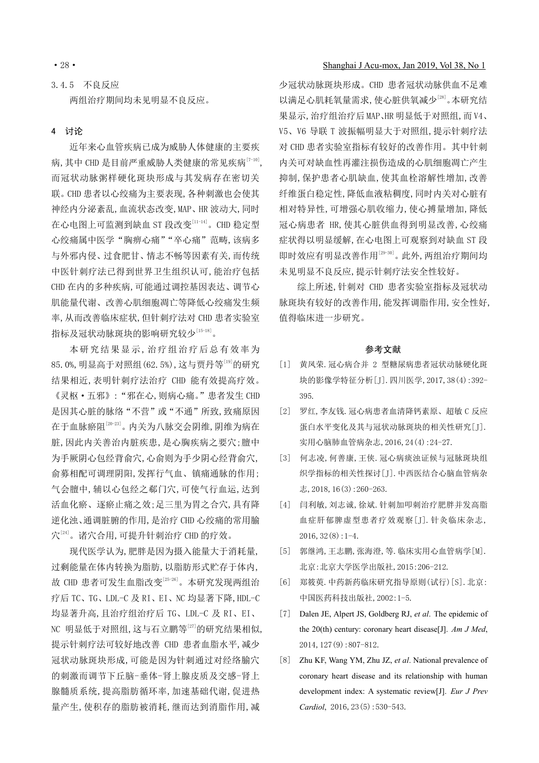3.4.5 不良反应

两组治疗期间均未见明显不良反应。

## 4 讨论

近年来心血管疾病已成为威胁人体健康的主要疾病,其中 CHD 是目前严重威胁人类健康的常见疾病[7-10],而冠状动脉粥样硬化斑块形成与其发病存在密切关联。CHD 患者以心绞痛为主要表现,各种刺激也会使其神经内分泌紊乱,血流状态改变,MAP、HR 波动大,同时在心电图上可监测到缺血 ST 段改变[11-14]。CHD 稳定型心绞痛属中医学"胸痹心痛""卒心痛"范畴,该病多与外邪内侵、过食肥甘、情志不畅等因素有关,而传统中医针刺疗法已得到世界卫生组织认可,能治疗包括 CHD 在内的多种疾病,可能通过调控基因表达、调节心肌能量代谢、改善心肌细胞凋亡等降低心绞痛发生频率,从而改善临床症状,但针刺疗法对 CHD 患者实验室指标及冠状动脉斑块的影响研究较少[15-18]。

本研究结果显示,治疗组治疗后总有效率为 85.0%,明显高于对照组(62.5%),这与贾丹等[19]的研究结果相近,表明针刺疗法治疗 CHD 能有效提高疗效。《灵枢·五邪》:"邪在心,则病心痛。"患者发生 CHD 是因其心脏的脉络"不营"或"不通"所致,致痛原因在于血脉瘀阻[20-23]。内关为八脉交会阴维,阴维为病在脏,因此内关善治内脏疾患,是心胸疾病之要穴;膻中为手厥阴心包经背俞穴,心俞则为手少阴心经背俞穴,俞募相配可调理阴阳,发挥行气血、镇痛通脉的作用;气会膻中,辅以心包经之郄门穴,可使气行血运,达到活血化瘀、逐瘀止痛之效;足三里为胃之合穴,具有降逆化浊、通调脏腑的作用,是治疗 CHD 心绞痛的常用腧穴[24]。诸穴合用,可提升针刺治疗 CHD 的疗效。

现代医学认为,肥胖是因为摄入能量大于消耗量,过剩能量在体内转换为脂肪,以脂肪形式贮存于体内,故 CHD 患者可发生血脂改变[25-26]。本研究发现两组治疗后 TC、TG、LDL-C 及 RI、EI、NC 均显著下降,HDL-C 均显著升高,且治疗组治疗后 TG、LDL-C 及 RI、EI、NC 明显低于对照组,这与石立鹏等[27]的研究结果相似,提示针刺疗法可较好地改善 CHD 患者血脂水平,减少冠状动脉斑块形成,可能是因为针刺通过对经络腧穴的刺激而调节下丘脑-垂体-肾上腺皮质及交感-肾上腺髓质系统,提高脂肪循环率,加速基础代谢,促进热量产生,使积存的脂肪被消耗,继而达到消脂作用,减少冠状动脉斑块形成。CHD 患者冠状动脉供血不足难以满足心肌耗氧量需求,使心脏供氧减少[28]。本研究结果显示,治疗组治疗后 MAP、HR 明显低于对照组,而 V4、V5、V6 导联 T 波振幅明显大于对照组,提示针刺疗法对 CHD 患者实验室指标有较好的改善作用。其中针刺内关可对缺血性再灌注损伤造成的心肌细胞凋亡产生抑制,保护患者心肌缺血,使其血栓溶解性增加,改善纤维蛋白稳定性,降低血液粘稠度,同时内关对心脏有相对特异性,可增强心肌收缩力,使心搏量增加,降低冠心病患者 HR,使其心脏供血得到明显改善,心绞痛症状得以明显缓解,在心电图上可观察到对缺血 ST 段即时效应有明显改善作用[29-30]。此外,两组治疗期间均未见明显不良反应,提示针刺疗法安全性较好。

综上所述,针刺对 CHD 患者实验室指标及冠状动脉斑块有较好的改善作用,能发挥调脂作用,安全性好,值得临床进一步研究。

## 参考文献

[1] 黄凤荣.冠心病合并 2 型糖尿病患者冠状动脉硬化斑块的影像学特征分析[J].四川医学,2017,38(4):392-395.

[2] 罗红,李友钱.冠心病患者血清降钙素原、超敏 C 反应蛋白水平变化及其与冠状动脉斑块的相关性研究[J].实用心脑肺血管病杂志,2016,24(4):24-27.

[3] 何志凌,何善康,王侠.冠心病痰浊证候与冠脉斑块组织学指标的相关性探讨[J].中西医结合心脑血管病杂志,2018,16(3):260-263.

[4] 闫利敏,刘志诚,徐斌.针刺加叩刺治疗肥胖并发高脂血症肝郁脾虚型患者疗效观察[J].针灸临床杂志,2016,32(8):1-4.

[5] 郭继鸿,王志鹏,张海澄,等.临床实用心血管病学[M].北京:北京大学医学出版社,2015:206-212.

[6] 郑筱萸.中药新药临床研究指导原则(试行)[S].北京:中国医药科技出版社,2002:1-5.

[7] Dalen JE, Alpert JS, Goldberg RJ, *et al*. The epidemic of the 20(th) century: coronary heart disease[J]. *Am J Med*, 2014,127(9):807-812.

[8] Zhu KF, Wang YM, Zhu JZ, *et al*. National prevalence of coronary heart disease and its relationship with human development index: A systematic review[J]. *Eur J Prev Cardiol*, 2016,23(5):530-543.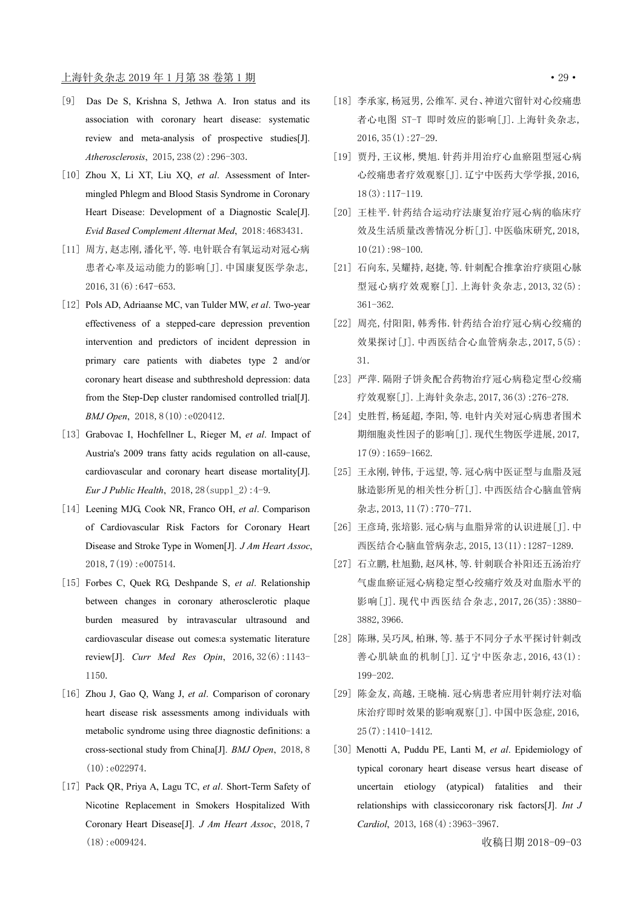[9] Das De S, Krishna S, Jethwa A. Iron status and its association with coronary heart disease: systematic review and meta-analysis of prospective studies[J]. *Atherosclerosis*, 2015, 238(2):296-303.

[10] Zhou X, Li XT, Liu XQ, *et al*. Assessment of Intermingled Phlegm and Blood Stasis Syndrome in Coronary Heart Disease: Development of a Diagnostic Scale[J]. *Evid Based Complement Alternat Med*, 2018:4683431.

[11] 周方,赵志刚,潘化平,等.电针联合有氧运动对冠心病患者心率及运动能力的影响[J].中国康复医学杂志,2016,31(6):647-653.

[12] Pols AD, Adriaanse MC, van Tulder MW, *et al*. Two-year effectiveness of a stepped-care depression prevention intervention and predictors of incident depression in primary care patients with diabetes type 2 and/or coronary heart disease and subthreshold depression: data from the Step-Dep cluster randomised controlled trial[J]. *BMJ Open*, 2018, 8(10):e020412.

[13] Grabovac I, Hochfellner L, Rieger M, *et al*. Impact of Austria's 2009 trans fatty acids regulation on all-cause, cardiovascular and coronary heart disease mortality[J]. *Eur J Public Health*, 2018, 28(suppl_2):4-9.

[14] Leening MJG, Cook NR, Franco OH, *et al*. Comparison of Cardiovascular Risk Factors for Coronary Heart Disease and Stroke Type in Women[J]. *J Am Heart Assoc*, 2018, 7(19):e007514.

[15] Forbes C, Quek RG, Deshpande S, *et al*. Relationship between changes in coronary atherosclerotic plaque burden measured by intravascular ultrasound and cardiovascular disease out comes:a systematic literature review[J]. *Curr Med Res Opin*, 2016, 32(6):1143-1150.

[16] Zhou J, Gao Q, Wang J, *et al*. Comparison of coronary heart disease risk assessments among individuals with metabolic syndrome using three diagnostic definitions: a cross-sectional study from China[J]. *BMJ Open*, 2018, 8(10):e022974.

[17] Pack QR, Priya A, Lagu TC, *et al*. Short-Term Safety of Nicotine Replacement in Smokers Hospitalized With Coronary Heart Disease[J]. *J Am Heart Assoc*, 2018, 7(18):e009424.

[18] 李承家,杨冠男,公维军.灵台、神道穴留针对心绞痛患者心电图 ST-T 即时效应的影响[J].上海针灸杂志,2016,35(1):27-29.

[19] 贾丹,王议彬,樊旭.针药并用治疗心血瘀阻型冠心病心绞痛患者疗效观察[J].辽宁中医药大学学报,2016,18(3):117-119.

[20] 王桂平.针药结合运动疗法康复治疗冠心病的临床疗效及生活质量改善情况分析[J].中医临床研究,2018,10(21):98-100.

[21] 石向东,吴耀持,赵捷,等.针刺配合推拿治疗痰阻心脉型冠心病疗效观察[J].上海针灸杂志,2013,32(5):361-362.

[22] 周亮,付阳阳,韩秀伟.针药结合治疗冠心病心绞痛的效果探讨[J].中西医结合心血管病杂志,2017,5(5):31.

[23] 严萍.隔附子饼灸配合药物治疗冠心病稳定型心绞痛疗效观察[J].上海针灸杂志,2017,36(3):276-278.

[24] 史胜哲,杨延超,李阳,等.电针内关对冠心病患者围术期细胞炎性因子的影响[J].现代生物医学进展,2017,17(9):1659-1662.

[25] 王永刚,钟伟,于远望,等.冠心病中医证型与血脂及冠脉造影所见的相关性分析[J].中西医结合心脑血管病杂志,2013,11(7):770-771.

[26] 王彦琦,张培影.冠心病与血脂异常的认识进展[J].中西医结合心脑血管病杂志,2015,13(11):1287-1289.

[27] 石立鹏,杜旭勤,赵凤林,等.针刺联合补阳还五汤治疗气虚血瘀证冠心病稳定型心绞痛疗效及对血脂水平的影响[J].现代中西医结合杂志,2017,26(35):3880-3882,3966.

[28] 陈琳,吴巧凤,柏琳,等.基于不同分子水平探讨针刺改善心肌缺血的机制[J].辽宁中医杂志,2016,43(1):199-202.

[29] 陈金友,高越,王晓楠.冠心病患者应用针刺疗法对临床治疗即时效果的影响观察[J].中国中医急症,2016,25(7):1410-1412.

[30] Menotti A, Puddu PE, Lanti M, *et al*. Epidemiology of typical coronary heart disease versus heart disease of uncertain etiology (atypical) fatalities and their relationships with classiccoronary risk factors[J]. *Int J Cardiol*, 2013, 168(4):3963-3967.

收稿日期 2018-09-03